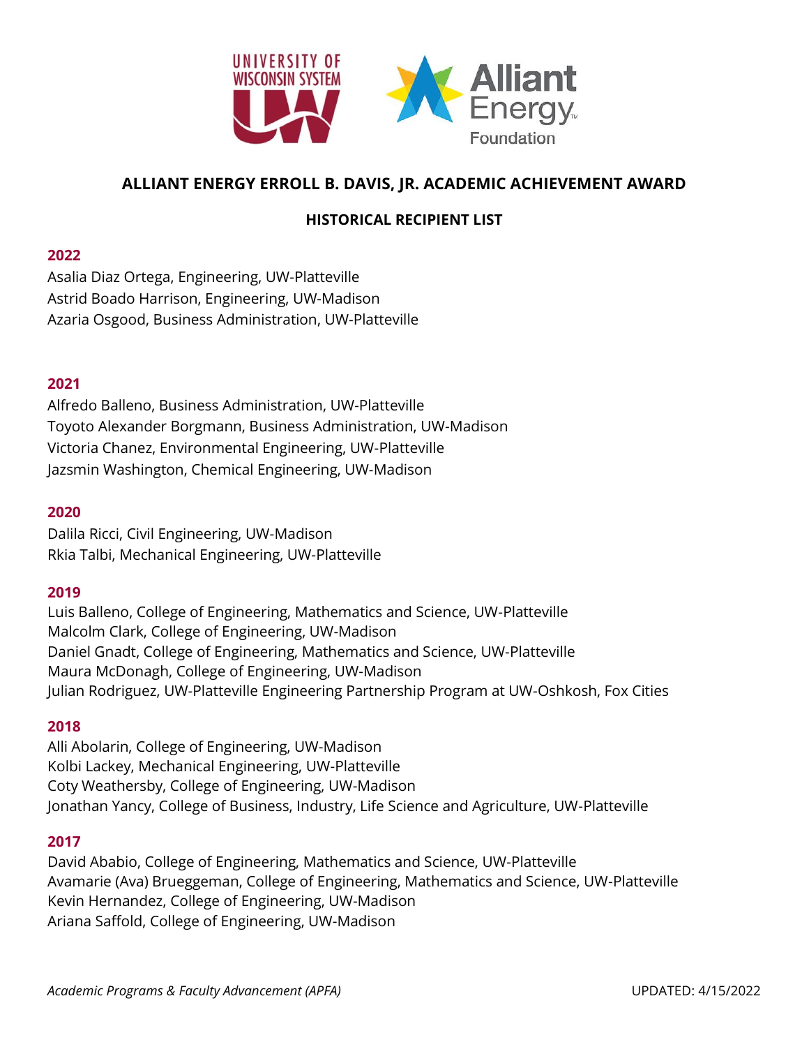# ALLIANT ENERGY ERROLL B. DAVIS, JR. ACADEMIC ACHIEVEMENT AWARD

## HISTORICAL RECIPIENT LIST

### 2022

Asalia Diaz Ortega, Engineering, UW-Platteville
Astrid Boado Harrison, Engineering, UW-Madison
Azaria Osgood, Business Administration, UW-Platteville

### 2021

Alfredo Balleno, Business Administration, UW-Platteville
Toyoto Alexander Borgmann, Business Administration, UW-Madison
Victoria Chanez, Environmental Engineering, UW-Platteville
Jazsmin Washington, Chemical Engineering, UW-Madison

### 2020

Dalila Ricci, Civil Engineering, UW-Madison
Rkia Talbi, Mechanical Engineering, UW-Platteville

### 2019

Luis Balleno, College of Engineering, Mathematics and Science, UW-Platteville
Malcolm Clark, College of Engineering, UW-Madison
Daniel Gnadt, College of Engineering, Mathematics and Science, UW-Platteville
Maura McDonagh, College of Engineering, UW-Madison
Julian Rodriguez, UW-Platteville Engineering Partnership Program at UW-Oshkosh, Fox Cities

### 2018

Alli Abolarin, College of Engineering, UW-Madison
Kolbi Lackey, Mechanical Engineering, UW-Platteville
Coty Weathersby, College of Engineering, UW-Madison
Jonathan Yancy, College of Business, Industry, Life Science and Agriculture, UW-Platteville

### 2017

David Ababio, College of Engineering, Mathematics and Science, UW-Platteville
Avamarie (Ava) Brueggeman, College of Engineering, Mathematics and Science, UW-Platteville
Kevin Hernandez, College of Engineering, UW-Madison
Ariana Saffold, College of Engineering, UW-Madison

*Academic Programs & Faculty Advancement (APFA)* UPDATED: 4/15/2022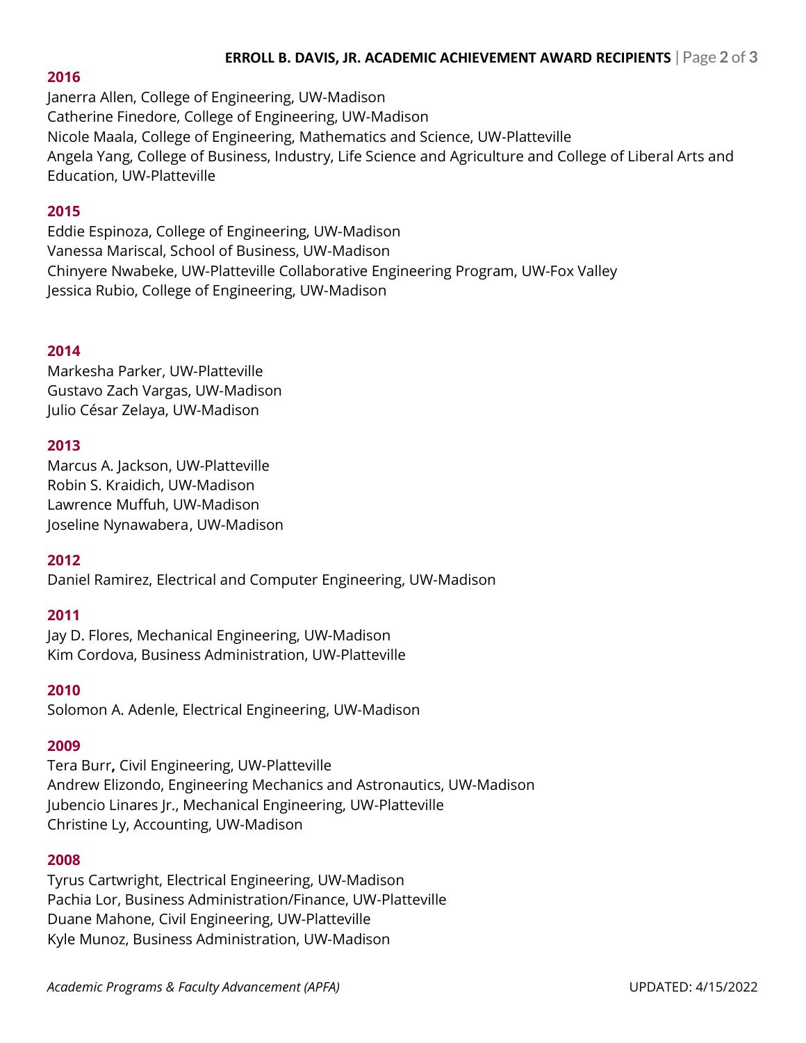## 2016

Janerra Allen, College of Engineering, UW-Madison
Catherine Finedore, College of Engineering, UW-Madison
Nicole Maala, College of Engineering, Mathematics and Science, UW-Platteville
Angela Yang, College of Business, Industry, Life Science and Agriculture and College of Liberal Arts and Education, UW-Platteville

## 2015

Eddie Espinoza, College of Engineering, UW-Madison
Vanessa Mariscal, School of Business, UW-Madison
Chinyere Nwabeke, UW-Platteville Collaborative Engineering Program, UW-Fox Valley
Jessica Rubio, College of Engineering, UW-Madison

## 2014

Markesha Parker, UW-Platteville
Gustavo Zach Vargas, UW-Madison
Julio César Zelaya, UW-Madison

## 2013

Marcus A. Jackson, UW-Platteville
Robin S. Kraidich, UW-Madison
Lawrence Muffuh, UW-Madison
Joseline Nynawabera, UW-Madison

## 2012

Daniel Ramirez, Electrical and Computer Engineering, UW-Madison

## 2011

Jay D. Flores, Mechanical Engineering, UW-Madison
Kim Cordova, Business Administration, UW-Platteville

## 2010

Solomon A. Adenle, Electrical Engineering, UW-Madison

## 2009

Tera Burr**,** Civil Engineering, UW-Platteville
Andrew Elizondo, Engineering Mechanics and Astronautics, UW-Madison
Jubencio Linares Jr., Mechanical Engineering, UW-Platteville
Christine Ly, Accounting, UW-Madison

## 2008

Tyrus Cartwright, Electrical Engineering, UW-Madison
Pachia Lor, Business Administration/Finance, UW-Platteville
Duane Mahone, Civil Engineering, UW-Platteville
Kyle Munoz, Business Administration, UW-Madison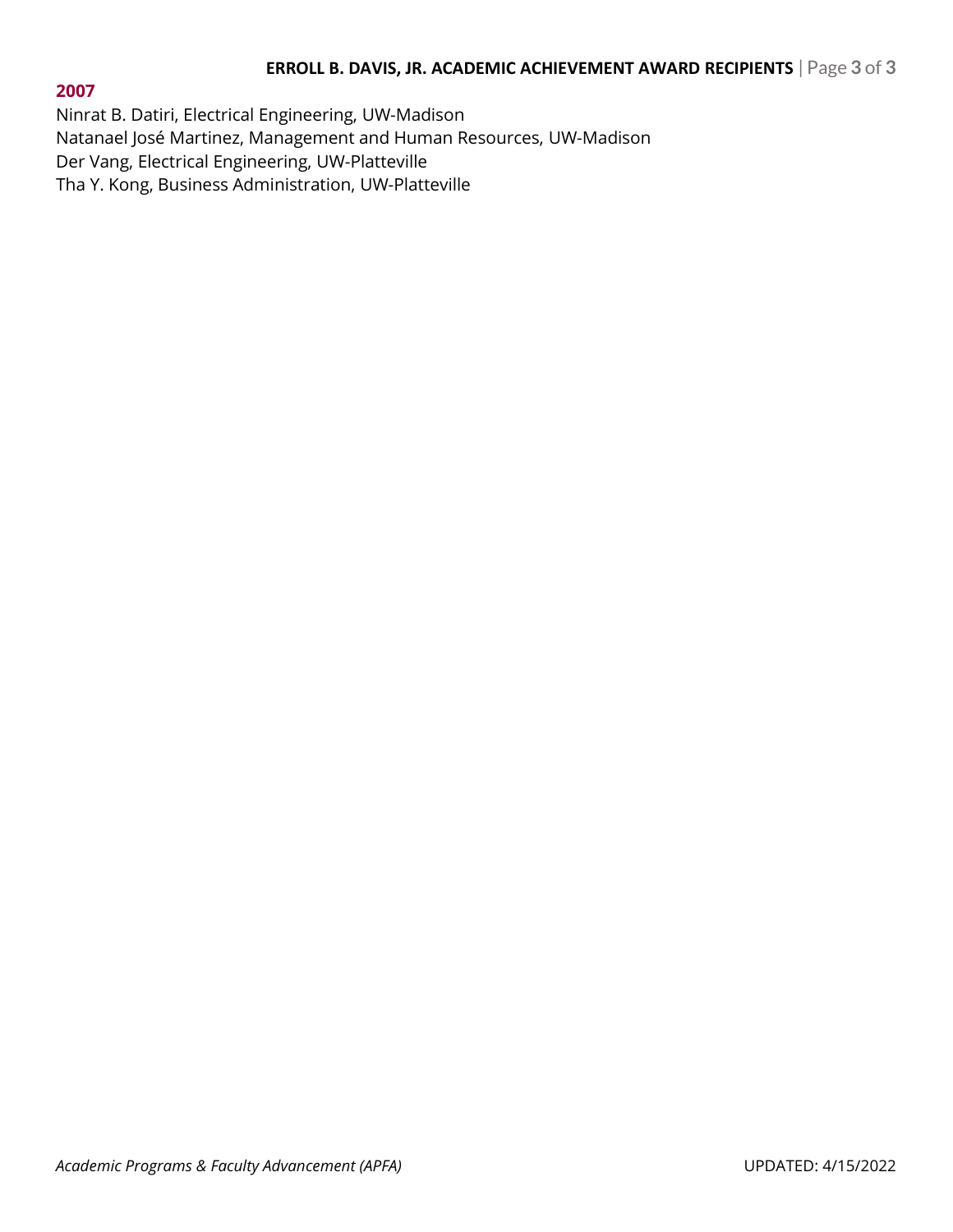## 2007

Ninrat B. Datiri, Electrical Engineering, UW-Madison
Natanael José Martinez, Management and Human Resources, UW-Madison
Der Vang, Electrical Engineering, UW-Platteville
Tha Y. Kong, Business Administration, UW-Platteville